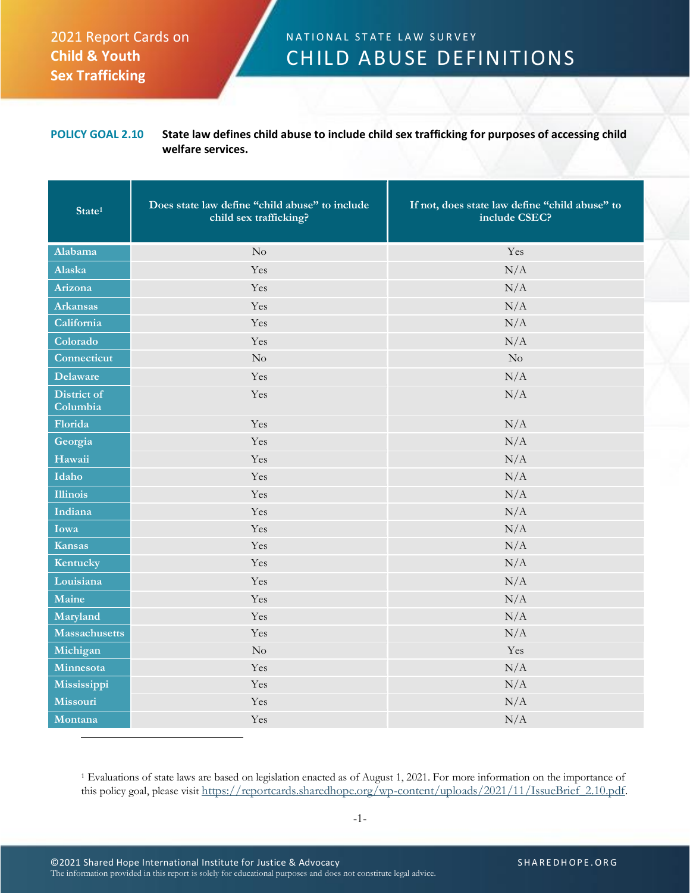2021 Report Cards on **Child & Youth Sex Trafficking**

NATIONAL STATE LAW SURVEY

# CHILD ABUSE DEFINITIONS

**POLICY GOAL 2.10** **State law defines child abuse to include child sex trafficking for purposes of accessing child welfare services.**

| State[1] | Does state law define "child abuse" to include child sex trafficking? | If not, does state law define "child abuse" to include CSEC? |
|---|---|---|
| Alabama | No | Yes |
| Alaska | Yes | N/A |
| Arizona | Yes | N/A |
| Arkansas | Yes | N/A |
| California | Yes | N/A |
| Colorado | Yes | N/A |
| Connecticut | No | No |
| Delaware | Yes | N/A |
| District of Columbia | Yes | N/A |
| Florida | Yes | N/A |
| Georgia | Yes | N/A |
| Hawaii | Yes | N/A |
| Idaho | Yes | N/A |
| Illinois | Yes | N/A |
| Indiana | Yes | N/A |
| Iowa | Yes | N/A |
| Kansas | Yes | N/A |
| Kentucky | Yes | N/A |
| Louisiana | Yes | N/A |
| Maine | Yes | N/A |
| Maryland | Yes | N/A |
| Massachusetts | Yes | N/A |
| Michigan | No | Yes |
| Minnesota | Yes | N/A |
| Mississippi | Yes | N/A |
| Missouri | Yes | N/A |
| Montana | Yes | N/A |

[1] Evaluations of state laws are based on legislation enacted as of August 1, 2021. For more information on the importance of this policy goal, please visit https://reportcards.sharedhope.org/wp-content/uploads/2021/11/IssueBrief_2.10.pdf.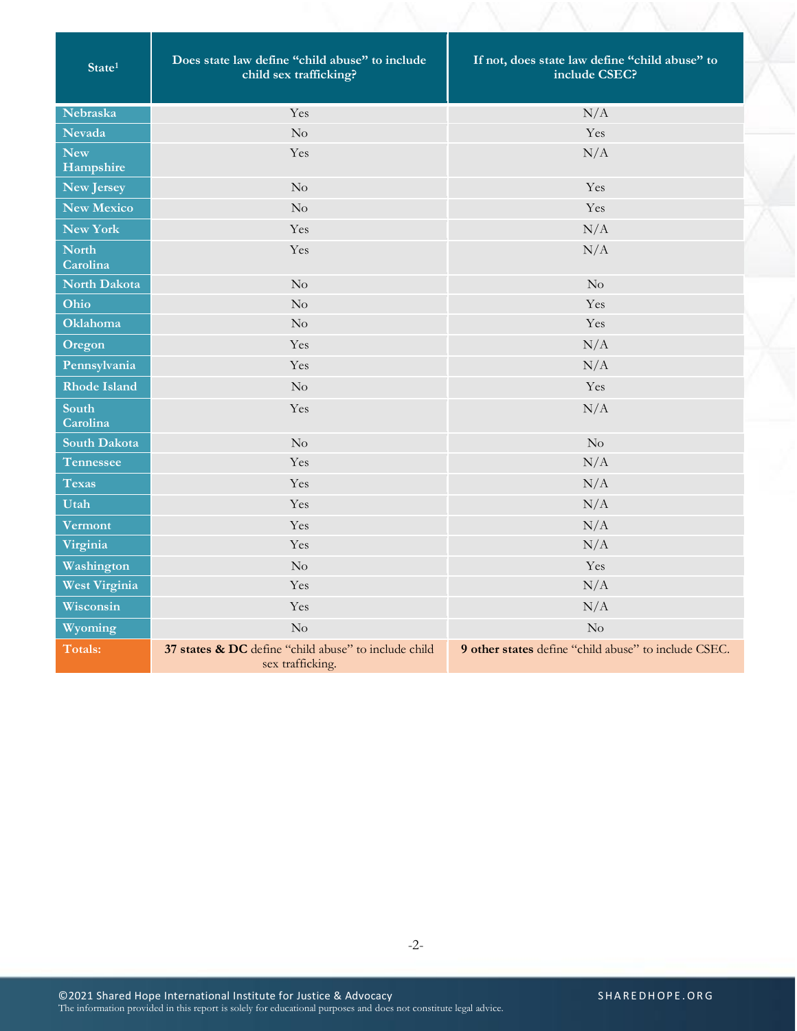| State[1] | Does state law define "child abuse" to include child sex trafficking? | If not, does state law define "child abuse" to include CSEC? |
|---|---|---|
| Nebraska | Yes | N/A |
| Nevada | No | Yes |
| New Hampshire | Yes | N/A |
| New Jersey | No | Yes |
| New Mexico | No | Yes |
| New York | Yes | N/A |
| North Carolina | Yes | N/A |
| North Dakota | No | No |
| Ohio | No | Yes |
| Oklahoma | No | Yes |
| Oregon | Yes | N/A |
| Pennsylvania | Yes | N/A |
| Rhode Island | No | Yes |
| South Carolina | Yes | N/A |
| South Dakota | No | No |
| Tennessee | Yes | N/A |
| Texas | Yes | N/A |
| Utah | Yes | N/A |
| Vermont | Yes | N/A |
| Virginia | Yes | N/A |
| Washington | No | Yes |
| West Virginia | Yes | N/A |
| Wisconsin | Yes | N/A |
| Wyoming | No | No |
| Totals: | **37 states & DC** define "child abuse" to include child sex trafficking. | **9 other states** define "child abuse" to include CSEC. |

©2021 Shared Hope International Institute for Justice & Advocacy
The information provided in this report is solely for educational purposes and does not constitute legal advice.